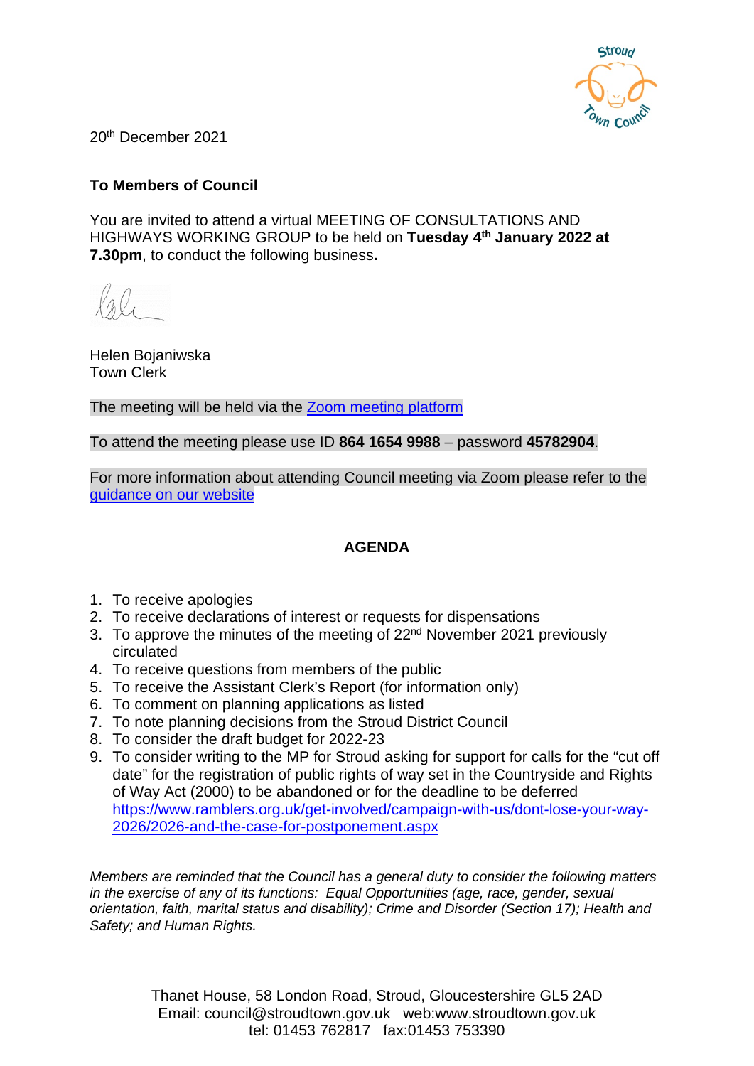20th December 2021

**To Members of Council**

You are invited to attend a virtual MEETING OF CONSULTATIONS AND HIGHWAYS WORKING GROUP to be held on **Tuesday 4th January 2022 at 7.30pm**, to conduct the following business**.**

Helen Bojaniwska
Town Clerk

The meeting will be held via the [Zoom meeting platform]()

To attend the meeting please use ID **864 1654 9988** – password **45782904**.

For more information about attending Council meeting via Zoom please refer to the [guidance on our website]()

**AGENDA**

1. To receive apologies
2. To receive declarations of interest or requests for dispensations
3. To approve the minutes of the meeting of 22nd November 2021 previously circulated
4. To receive questions from members of the public
5. To receive the Assistant Clerk's Report (for information only)
6. To comment on planning applications as listed
7. To note planning decisions from the Stroud District Council
8. To consider the draft budget for 2022-23
9. To consider writing to the MP for Stroud asking for support for calls for the "cut off date" for the registration of public rights of way set in the Countryside and Rights of Way Act (2000) to be abandoned or for the deadline to be deferred https://www.ramblers.org.uk/get-involved/campaign-with-us/dont-lose-your-way-2026/2026-and-the-case-for-postponement.aspx

*Members are reminded that the Council has a general duty to consider the following matters in the exercise of any of its functions: Equal Opportunities (age, race, gender, sexual orientation, faith, marital status and disability); Crime and Disorder (Section 17); Health and Safety; and Human Rights.*

Thanet House, 58 London Road, Stroud, Gloucestershire GL5 2AD
Email: council@stroudtown.gov.uk web:www.stroudtown.gov.uk
tel: 01453 762817 fax:01453 753390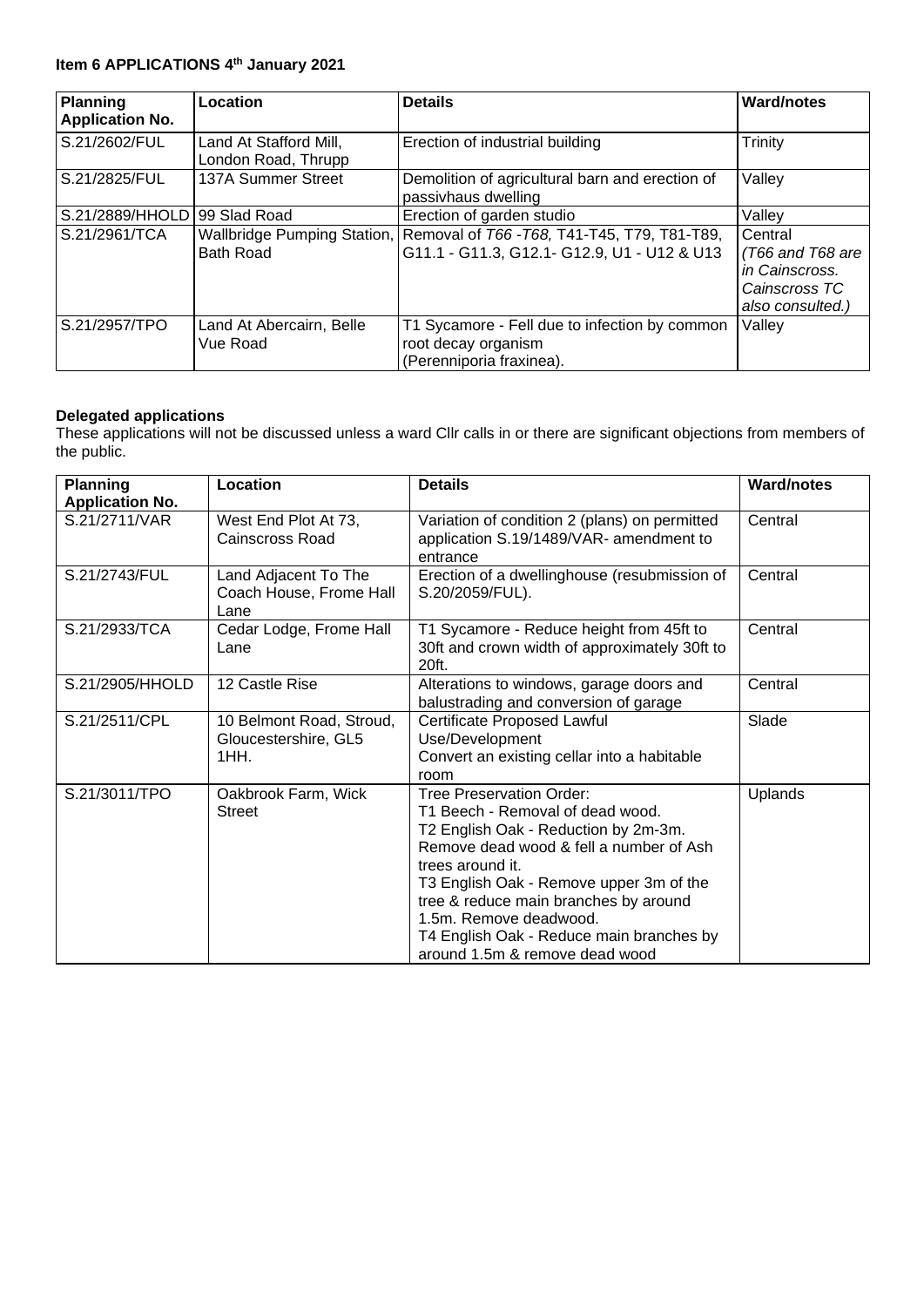**Item 6 APPLICATIONS 4th January 2021**

| Planning Application No. | Location | Details | Ward/notes |
|---|---|---|---|
| S.21/2602/FUL | Land At Stafford Mill, London Road, Thrupp | Erection of industrial building | Trinity |
| S.21/2825/FUL | 137A Summer Street | Demolition of agricultural barn and erection of passivhaus dwelling | Valley |
| S.21/2889/HHOLD | 99 Slad Road | Erection of garden studio | Valley |
| S.21/2961/TCA | Wallbridge Pumping Station, Bath Road | Removal of *T66 -T68,* T41-T45, T79, T81-T89, G11.1 - G11.3, G12.1- G12.9, U1 - U12 & U13 | Central *(T66 and T68 are in Cainscross. Cainscross TC also consulted.)* |
| S.21/2957/TPO | Land At Abercairn, Belle Vue Road | T1 Sycamore - Fell due to infection by common root decay organism (Perenniporia fraxinea). | Valley |

**Delegated applications**

These applications will not be discussed unless a ward Cllr calls in or there are significant objections from members of the public.

| Planning Application No. | Location | Details | Ward/notes |
|---|---|---|---|
| S.21/2711/VAR | West End Plot At 73, Cainscross Road | Variation of condition 2 (plans) on permitted application S.19/1489/VAR- amendment to entrance | Central |
| S.21/2743/FUL | Land Adjacent To The Coach House, Frome Hall Lane | Erection of a dwellinghouse (resubmission of S.20/2059/FUL). | Central |
| S.21/2933/TCA | Cedar Lodge, Frome Hall Lane | T1 Sycamore - Reduce height from 45ft to 30ft and crown width of approximately 30ft to 20ft. | Central |
| S.21/2905/HHOLD | 12 Castle Rise | Alterations to windows, garage doors and balustrading and conversion of garage | Central |
| S.21/2511/CPL | 10 Belmont Road, Stroud, Gloucestershire, GL5 1HH. | Certificate Proposed Lawful Use/Development<br>Convert an existing cellar into a habitable room | Slade |
| S.21/3011/TPO | Oakbrook Farm, Wick Street | Tree Preservation Order:<br>T1 Beech - Removal of dead wood.<br>T2 English Oak - Reduction by 2m-3m. Remove dead wood & fell a number of Ash trees around it.<br>T3 English Oak - Remove upper 3m of the tree & reduce main branches by around 1.5m. Remove deadwood.<br>T4 English Oak - Reduce main branches by around 1.5m & remove dead wood | Uplands |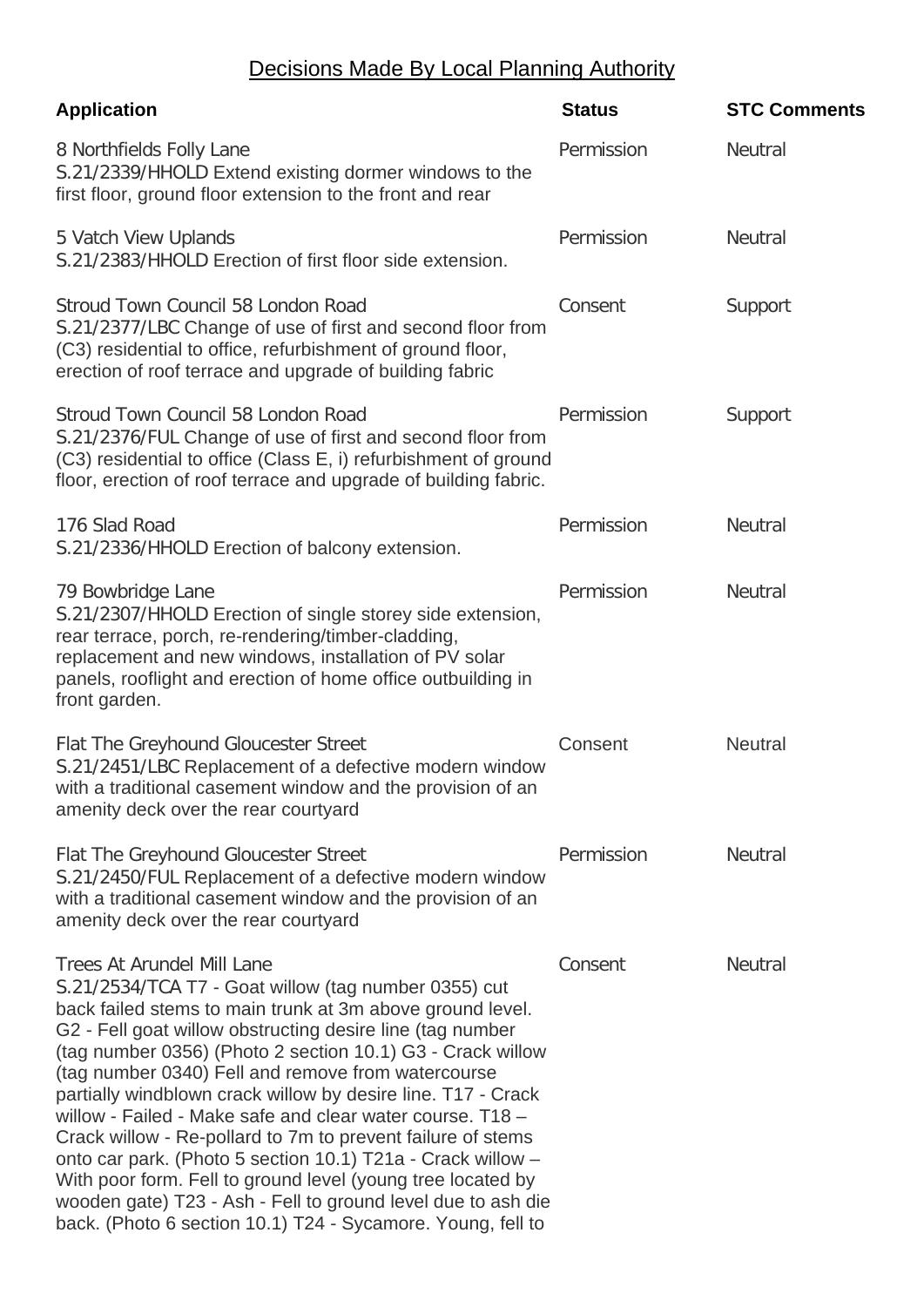## Decisions Made By Local Planning Authority

| Application | Status | STC Comments |
|---|---|---|
| 8 Northfields Folly Lane<br>S.21/2339/HHOLD Extend existing dormer windows to the first floor, ground floor extension to the front and rear | Permission | Neutral |
| 5 Vatch View Uplands<br>S.21/2383/HHOLD Erection of first floor side extension. | Permission | Neutral |
| Stroud Town Council 58 London Road<br>S.21/2377/LBC Change of use of first and second floor from (C3) residential to office, refurbishment of ground floor, erection of roof terrace and upgrade of building fabric | Consent | Support |
| Stroud Town Council 58 London Road<br>S.21/2376/FUL Change of use of first and second floor from (C3) residential to office (Class E, i) refurbishment of ground floor, erection of roof terrace and upgrade of building fabric. | Permission | Support |
| 176 Slad Road<br>S.21/2336/HHOLD Erection of balcony extension. | Permission | Neutral |
| 79 Bowbridge Lane<br>S.21/2307/HHOLD Erection of single storey side extension, rear terrace, porch, re-rendering/timber-cladding, replacement and new windows, installation of PV solar panels, rooflight and erection of home office outbuilding in front garden. | Permission | Neutral |
| Flat The Greyhound Gloucester Street<br>S.21/2451/LBC Replacement of a defective modern window with a traditional casement window and the provision of an amenity deck over the rear courtyard | Consent | Neutral |
| Flat The Greyhound Gloucester Street<br>S.21/2450/FUL Replacement of a defective modern window with a traditional casement window and the provision of an amenity deck over the rear courtyard | Permission | Neutral |
| Trees At Arundel Mill Lane<br>S.21/2534/TCA T7 - Goat willow (tag number 0355) cut back failed stems to main trunk at 3m above ground level. G2 - Fell goat willow obstructing desire line (tag number (tag number 0356) (Photo 2 section 10.1) G3 - Crack willow (tag number 0340) Fell and remove from watercourse partially windblown crack willow by desire line. T17 - Crack willow - Failed - Make safe and clear water course. T18 – Crack willow - Re-pollard to 7m to prevent failure of stems onto car park. (Photo 5 section 10.1) T21a - Crack willow – With poor form. Fell to ground level (young tree located by wooden gate) T23 - Ash - Fell to ground level due to ash die back. (Photo 6 section 10.1) T24 - Sycamore. Young, fell to | Consent | Neutral |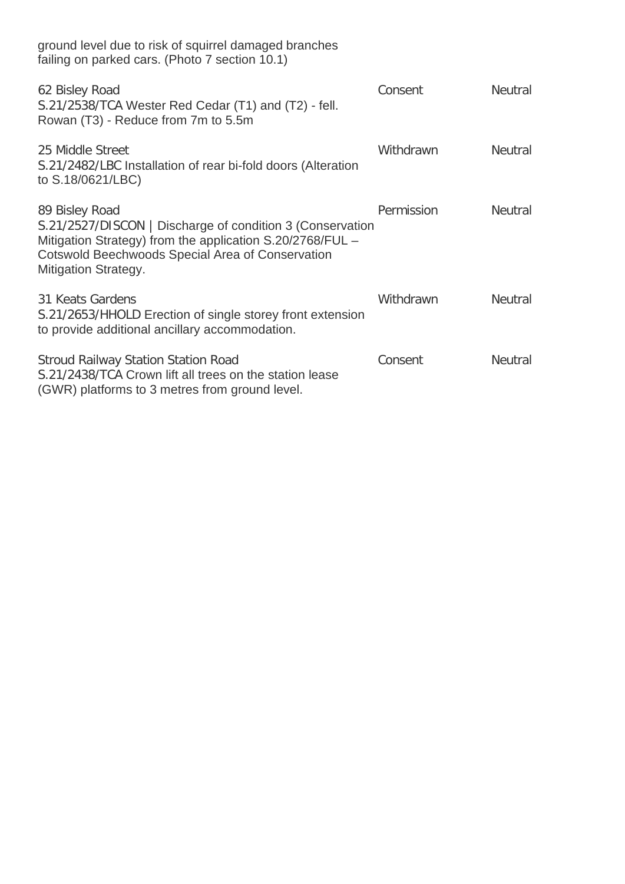ground level due to risk of squirrel damaged branches failing on parked cars. (Photo 7 section 10.1)

| | | |
|---|---|---|
| 62 Bisley Road<br>S.21/2538/TCA Wester Red Cedar (T1) and (T2) - fell. Rowan (T3) - Reduce from 7m to 5.5m | Consent | Neutral |
| 25 Middle Street<br>S.21/2482/LBC Installation of rear bi-fold doors (Alteration to S.18/0621/LBC) | Withdrawn | Neutral |
| 89 Bisley Road<br>S.21/2527/DISCON \| Discharge of condition 3 (Conservation Mitigation Strategy) from the application S.20/2768/FUL – Cotswold Beechwoods Special Area of Conservation Mitigation Strategy. | Permission | Neutral |
| 31 Keats Gardens<br>S.21/2653/HHOLD Erection of single storey front extension to provide additional ancillary accommodation. | Withdrawn | Neutral |
| Stroud Railway Station Station Road<br>S.21/2438/TCA Crown lift all trees on the station lease (GWR) platforms to 3 metres from ground level. | Consent | Neutral |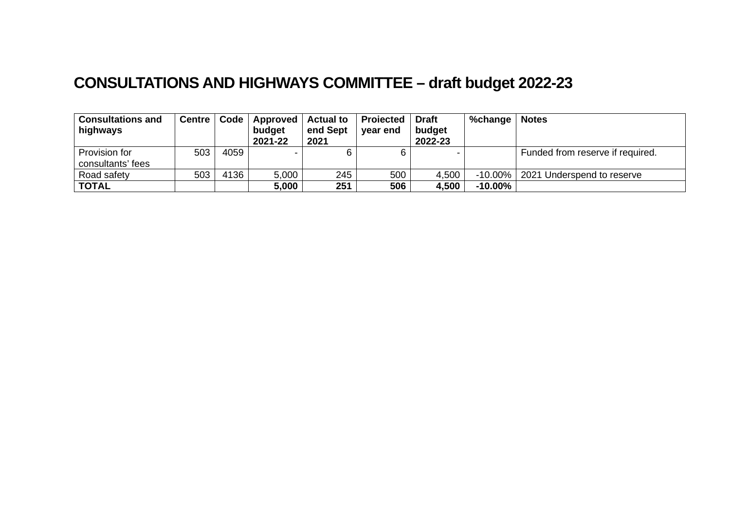# CONSULTATIONS AND HIGHWAYS COMMITTEE – draft budget 2022-23

| Consultations and highways | Centre | Code | Approved budget 2021-22 | Actual to end Sept 2021 | Proiected year end | Draft budget 2022-23 | %change | Notes |
|---|---|---|---|---|---|---|---|---|
| Provision for consultants' fees | 503 | 4059 | - | 6 | 6 | - | | Funded from reserve if required. |
| Road safety | 503 | 4136 | 5,000 | 245 | 500 | 4,500 | -10.00% | 2021 Underspend to reserve |
| **TOTAL** | | | **5,000** | **251** | **506** | **4,500** | **-10.00%** | |